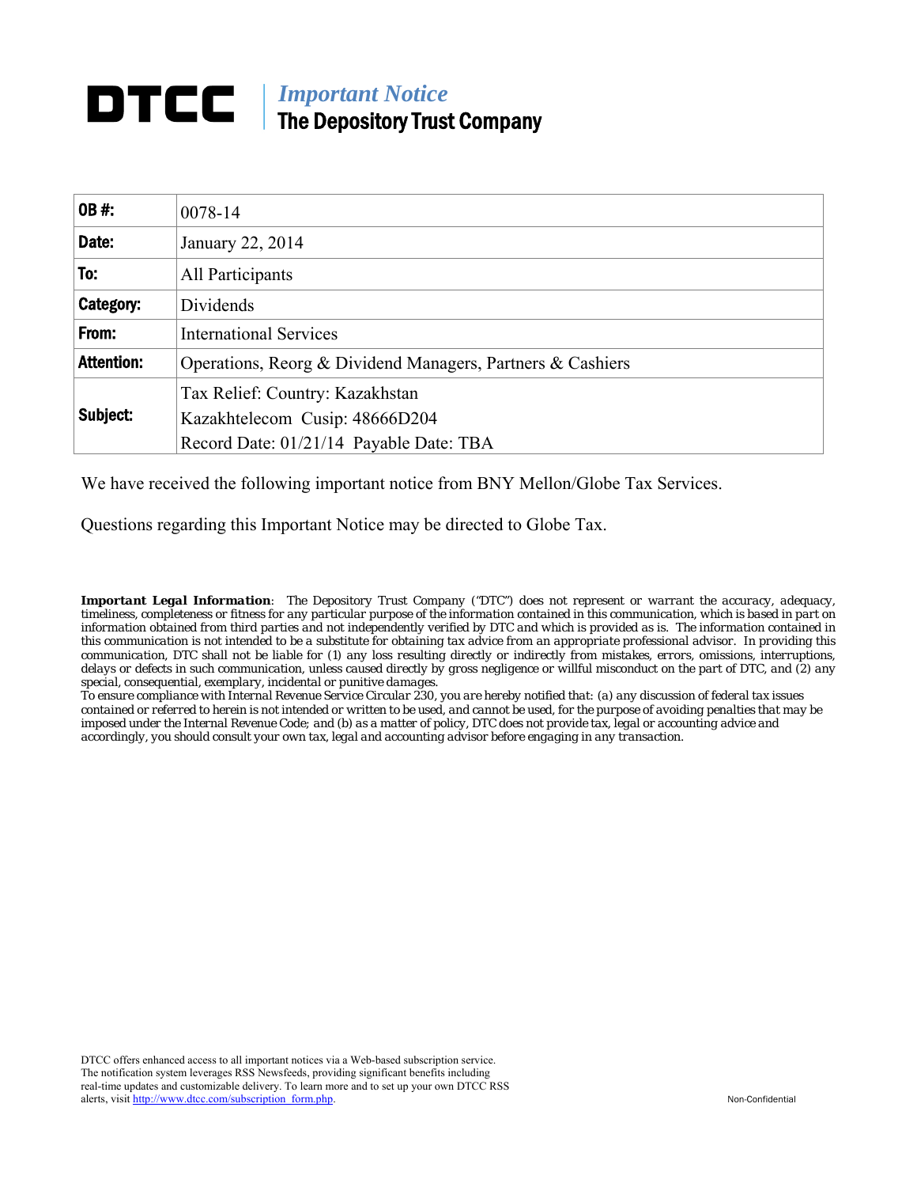# DTCC | *Important Notice*
## The Depository Trust Company

| **OB #:** | 0078-14 |
|---|---|
| **Date:** | January 22, 2014 |
| **To:** | All Participants |
| **Category:** | Dividends |
| **From:** | International Services |
| **Attention:** | Operations, Reorg & Dividend Managers, Partners & Cashiers |
| **Subject:** | Tax Relief: Country: Kazakhstan<br>Kazakhtelecom Cusip: 48666D204<br>Record Date: 01/21/14 Payable Date: TBA |

We have received the following important notice from BNY Mellon/Globe Tax Services.

Questions regarding this Important Notice may be directed to Globe Tax.

***Important Legal Information***: The Depository Trust Company ("DTC") does not represent or warrant the accuracy, adequacy, timeliness, completeness or fitness for any particular purpose of the information contained in this communication, which is based in part on information obtained from third parties and not independently verified by DTC and which is provided as is. The information contained in this communication is not intended to be a substitute for obtaining tax advice from an appropriate professional advisor. In providing this communication, DTC shall not be liable for (1) any loss resulting directly or indirectly from mistakes, errors, omissions, interruptions, delays or defects in such communication, unless caused directly by gross negligence or willful misconduct on the part of DTC, and (2) any special, consequential, exemplary, incidental or punitive damages.

To ensure compliance with Internal Revenue Service Circular 230, you are hereby notified that: (a) any discussion of federal tax issues contained or referred to herein is not intended or written to be used, and cannot be used, for the purpose of avoiding penalties that may be imposed under the Internal Revenue Code; and (b) as a matter of policy, DTC does not provide tax, legal or accounting advice and accordingly, you should consult your own tax, legal and accounting advisor before engaging in any transaction.

DTCC offers enhanced access to all important notices via a Web-based subscription service. The notification system leverages RSS Newsfeeds, providing significant benefits including real-time updates and customizable delivery. To learn more and to set up your own DTCC RSS alerts, visit http://www.dtcc.com/subscription_form.php.

Non-Confidential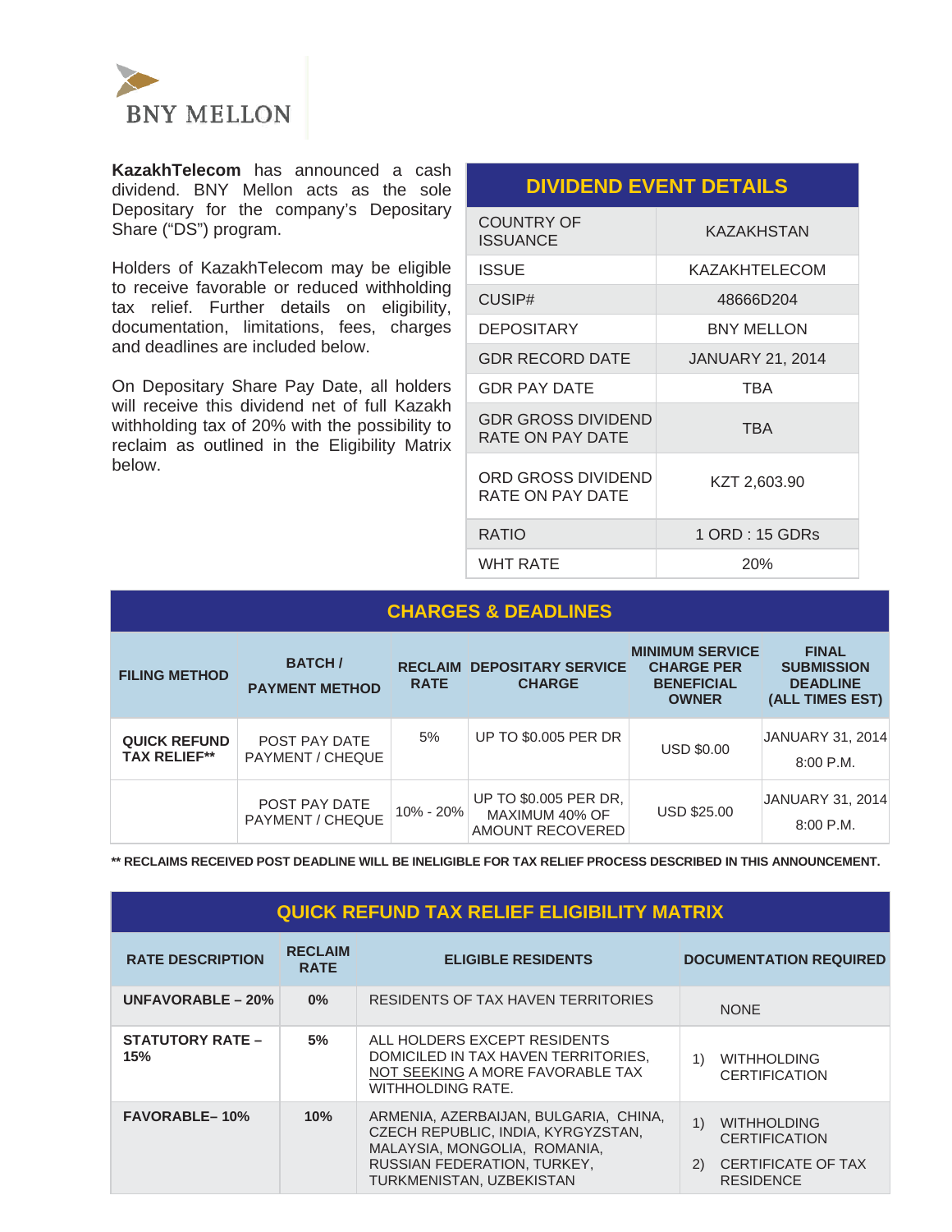BNY MELLON

**KazakhTelecom** has announced a cash dividend. BNY Mellon acts as the sole Depositary for the company's Depositary Share ("DS") program.

Holders of KazakhTelecom may be eligible to receive favorable or reduced withholding tax relief. Further details on eligibility, documentation, limitations, fees, charges and deadlines are included below.

On Depositary Share Pay Date, all holders will receive this dividend net of full Kazakh withholding tax of 20% with the possibility to reclaim as outlined in the Eligibility Matrix below.

| DIVIDEND EVENT DETAILS | |
|---|---|
| COUNTRY OF ISSUANCE | KAZAKHSTAN |
| ISSUE | KAZAKHTELECOM |
| CUSIP# | 48666D204 |
| DEPOSITARY | BNY MELLON |
| GDR RECORD DATE | JANUARY 21, 2014 |
| GDR PAY DATE | TBA |
| GDR GROSS DIVIDEND RATE ON PAY DATE | TBA |
| ORD GROSS DIVIDEND RATE ON PAY DATE | KZT 2,603.90 |
| RATIO | 1 ORD : 15 GDRs |
| WHT RATE | 20% |

## CHARGES & DEADLINES

| FILING METHOD | BATCH / PAYMENT METHOD | RECLAIM RATE | DEPOSITARY SERVICE CHARGE | MINIMUM SERVICE CHARGE PER BENEFICIAL OWNER | FINAL SUBMISSION DEADLINE (ALL TIMES EST) |
|---|---|---|---|---|---|
| **QUICK REFUND TAX RELIEF**** | POST PAY DATE PAYMENT / CHEQUE | 5% | UP TO $0.005 PER DR | USD $0.00 | JANUARY 31, 2014 8:00 P.M. |
| | POST PAY DATE PAYMENT / CHEQUE | 10% - 20% | UP TO $0.005 PER DR, MAXIMUM 40% OF AMOUNT RECOVERED | USD $25.00 | JANUARY 31, 2014 8:00 P.M. |

**** RECLAIMS RECEIVED POST DEADLINE WILL BE INELIGIBLE FOR TAX RELIEF PROCESS DESCRIBED IN THIS ANNOUNCEMENT.**

## QUICK REFUND TAX RELIEF ELIGIBILITY MATRIX

| RATE DESCRIPTION | RECLAIM RATE | ELIGIBLE RESIDENTS | DOCUMENTATION REQUIRED |
|---|---|---|---|
| **UNFAVORABLE – 20%** | **0%** | RESIDENTS OF TAX HAVEN TERRITORIES | NONE |
| **STATUTORY RATE – 15%** | **5%** | ALL HOLDERS EXCEPT RESIDENTS DOMICILED IN TAX HAVEN TERRITORIES, NOT SEEKING A MORE FAVORABLE TAX WITHHOLDING RATE. | 1) WITHHOLDING CERTIFICATION |
| **FAVORABLE– 10%** | **10%** | ARMENIA, AZERBAIJAN, BULGARIA, CHINA, CZECH REPUBLIC, INDIA, KYRGYZSTAN, MALAYSIA, MONGOLIA, ROMANIA, RUSSIAN FEDERATION, TURKEY, TURKMENISTAN, UZBEKISTAN | 1) WITHHOLDING CERTIFICATION 2) CERTIFICATE OF TAX RESIDENCE |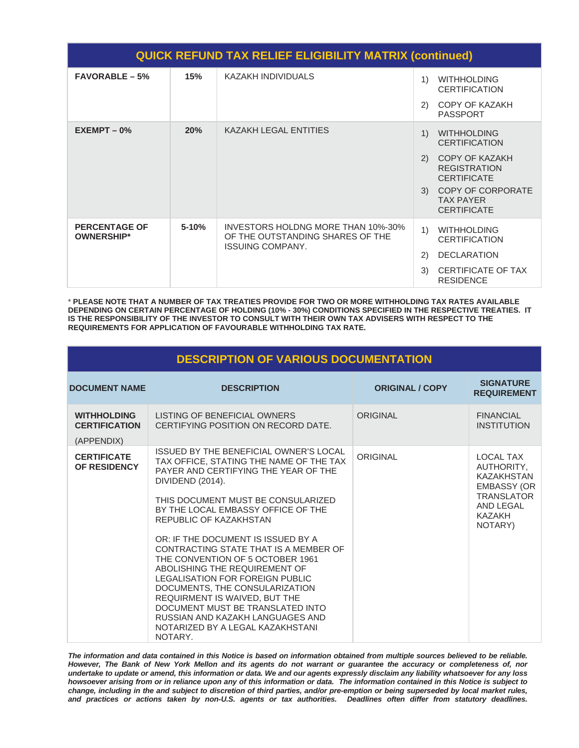| QUICK REFUND TAX RELIEF ELIGIBILITY MATRIX (continued) | | | |
|---|---|---|---|
| **FAVORABLE – 5%** | **15%** | KAZAKH INDIVIDUALS | 1) WITHHOLDING CERTIFICATION<br>2) COPY OF KAZAKH PASSPORT |
| **EXEMPT – 0%** | **20%** | KAZAKH LEGAL ENTITIES | 1) WITHHOLDING CERTIFICATION<br>2) COPY OF KAZAKH REGISTRATION CERTIFICATE<br>3) COPY OF CORPORATE TAX PAYER CERTIFICATE |
| **PERCENTAGE OF OWNERSHIP*** | **5-10%** | INVESTORS HOLDNG MORE THAN 10%-30% OF THE OUTSTANDING SHARES OF THE ISSUING COMPANY. | 1) WITHHOLDING CERTIFICATION<br>2) DECLARATION<br>3) CERTIFICATE OF TAX RESIDENCE |

\* **PLEASE NOTE THAT A NUMBER OF TAX TREATIES PROVIDE FOR TWO OR MORE WITHHOLDING TAX RATES AVAILABLE DEPENDING ON CERTAIN PERCENTAGE OF HOLDING (10% - 30%) CONDITIONS SPECIFIED IN THE RESPECTIVE TREATIES. IT IS THE RESPONSIBILITY OF THE INVESTOR TO CONSULT WITH THEIR OWN TAX ADVISERS WITH RESPECT TO THE REQUIREMENTS FOR APPLICATION OF FAVOURABLE WITHHOLDING TAX RATE.**

## DESCRIPTION OF VARIOUS DOCUMENTATION

| DOCUMENT NAME | DESCRIPTION | ORIGINAL / COPY | SIGNATURE REQUIREMENT |
|---|---|---|---|
| **WITHHOLDING CERTIFICATION** (APPENDIX) | LISTING OF BENEFICIAL OWNERS CERTIFYING POSITION ON RECORD DATE. | ORIGINAL | FINANCIAL INSTITUTION |
| **CERTIFICATE OF RESIDENCY** | ISSUED BY THE BENEFICIAL OWNER'S LOCAL TAX OFFICE, STATING THE NAME OF THE TAX PAYER AND CERTIFYING THE YEAR OF THE DIVIDEND (2014).<br><br>THIS DOCUMENT MUST BE CONSULARIZED BY THE LOCAL EMBASSY OFFICE OF THE REPUBLIC OF KAZAKHSTAN<br><br>OR: IF THE DOCUMENT IS ISSUED BY A CONTRACTING STATE THAT IS A MEMBER OF THE CONVENTION OF 5 OCTOBER 1961 ABOLISHING THE REQUIREMENT OF LEGALISATION FOR FOREIGN PUBLIC DOCUMENTS, THE CONSULARIZATION REQUIRMENT IS WAIVED, BUT THE DOCUMENT MUST BE TRANSLATED INTO RUSSIAN AND KAZAKH LANGUAGES AND NOTARIZED BY A LEGAL KAZAKHSTANI NOTARY. | ORIGINAL | LOCAL TAX AUTHORITY, KAZAKHSTAN EMBASSY (OR TRANSLATOR AND LEGAL KAZAKH NOTARY) |

***The information and data contained in this Notice is based on information obtained from multiple sources believed to be reliable. However, The Bank of New York Mellon and its agents do not warrant or guarantee the accuracy or completeness of, nor undertake to update or amend, this information or data. We and our agents expressly disclaim any liability whatsoever for any loss howsoever arising from or in reliance upon any of this information or data. The information contained in this Notice is subject to change, including in the and subject to discretion of third parties, and/or pre-emption or being superseded by local market rules, and practices or actions taken by non-U.S. agents or tax authorities. Deadlines often differ from statutory deadlines.***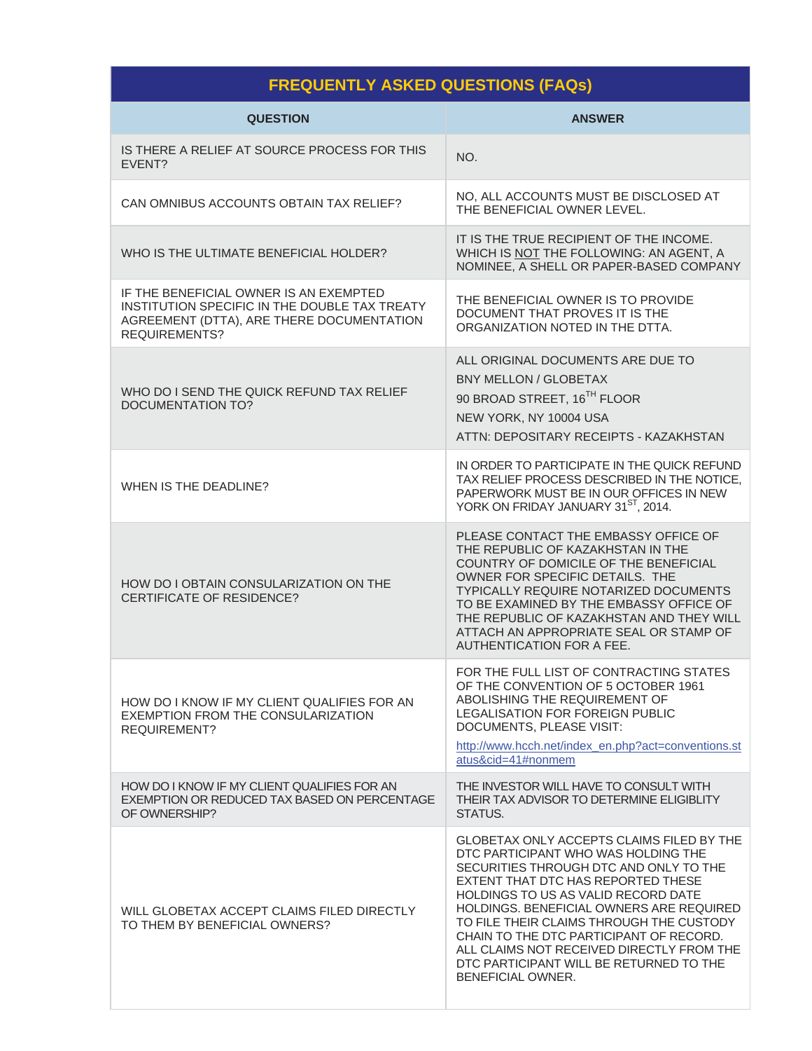| FREQUENTLY ASKED QUESTIONS (FAQs) | |
|---|---|
| **QUESTION** | **ANSWER** |
| IS THERE A RELIEF AT SOURCE PROCESS FOR THIS EVENT? | NO. |
| CAN OMNIBUS ACCOUNTS OBTAIN TAX RELIEF? | NO, ALL ACCOUNTS MUST BE DISCLOSED AT THE BENEFICIAL OWNER LEVEL. |
| WHO IS THE ULTIMATE BENEFICIAL HOLDER? | IT IS THE TRUE RECIPIENT OF THE INCOME. WHICH IS NOT THE FOLLOWING: AN AGENT, A NOMINEE, A SHELL OR PAPER-BASED COMPANY |
| IF THE BENEFICIAL OWNER IS AN EXEMPTED INSTITUTION SPECIFIC IN THE DOUBLE TAX TREATY AGREEMENT (DTTA), ARE THERE DOCUMENTATION REQUIREMENTS? | THE BENEFICIAL OWNER IS TO PROVIDE DOCUMENT THAT PROVES IT IS THE ORGANIZATION NOTED IN THE DTTA. |
| WHO DO I SEND THE QUICK REFUND TAX RELIEF DOCUMENTATION TO? | ALL ORIGINAL DOCUMENTS ARE DUE TO<br>BNY MELLON / GLOBETAX<br>90 BROAD STREET, 16TH FLOOR<br>NEW YORK, NY 10004 USA<br>ATTN: DEPOSITARY RECEIPTS - KAZAKHSTAN |
| WHEN IS THE DEADLINE? | IN ORDER TO PARTICIPATE IN THE QUICK REFUND TAX RELIEF PROCESS DESCRIBED IN THE NOTICE, PAPERWORK MUST BE IN OUR OFFICES IN NEW YORK ON FRIDAY JANUARY 31ST, 2014. |
| HOW DO I OBTAIN CONSULARIZATION ON THE CERTIFICATE OF RESIDENCE? | PLEASE CONTACT THE EMBASSY OFFICE OF THE REPUBLIC OF KAZAKHSTAN IN THE COUNTRY OF DOMICILE OF THE BENEFICIAL OWNER FOR SPECIFIC DETAILS. THE TYPICALLY REQUIRE NOTARIZED DOCUMENTS TO BE EXAMINED BY THE EMBASSY OFFICE OF THE REPUBLIC OF KAZAKHSTAN AND THEY WILL ATTACH AN APPROPRIATE SEAL OR STAMP OF AUTHENTICATION FOR A FEE. |
| HOW DO I KNOW IF MY CLIENT QUALIFIES FOR AN EXEMPTION FROM THE CONSULARIZATION REQUIREMENT? | FOR THE FULL LIST OF CONTRACTING STATES OF THE CONVENTION OF 5 OCTOBER 1961 ABOLISHING THE REQUIREMENT OF LEGALISATION FOR FOREIGN PUBLIC DOCUMENTS, PLEASE VISIT:<br>http://www.hcch.net/index_en.php?act=conventions.status&cid=41#nonmem |
| HOW DO I KNOW IF MY CLIENT QUALIFIES FOR AN EXEMPTION OR REDUCED TAX BASED ON PERCENTAGE OF OWNERSHIP? | THE INVESTOR WILL HAVE TO CONSULT WITH THEIR TAX ADVISOR TO DETERMINE ELIGIBLITY STATUS. |
| WILL GLOBETAX ACCEPT CLAIMS FILED DIRECTLY TO THEM BY BENEFICIAL OWNERS? | GLOBETAX ONLY ACCEPTS CLAIMS FILED BY THE DTC PARTICIPANT WHO WAS HOLDING THE SECURITIES THROUGH DTC AND ONLY TO THE EXTENT THAT DTC HAS REPORTED THESE HOLDINGS TO US AS VALID RECORD DATE HOLDINGS. BENEFICIAL OWNERS ARE REQUIRED TO FILE THEIR CLAIMS THROUGH THE CUSTODY CHAIN TO THE DTC PARTICIPANT OF RECORD. ALL CLAIMS NOT RECEIVED DIRECTLY FROM THE DTC PARTICIPANT WILL BE RETURNED TO THE BENEFICIAL OWNER. |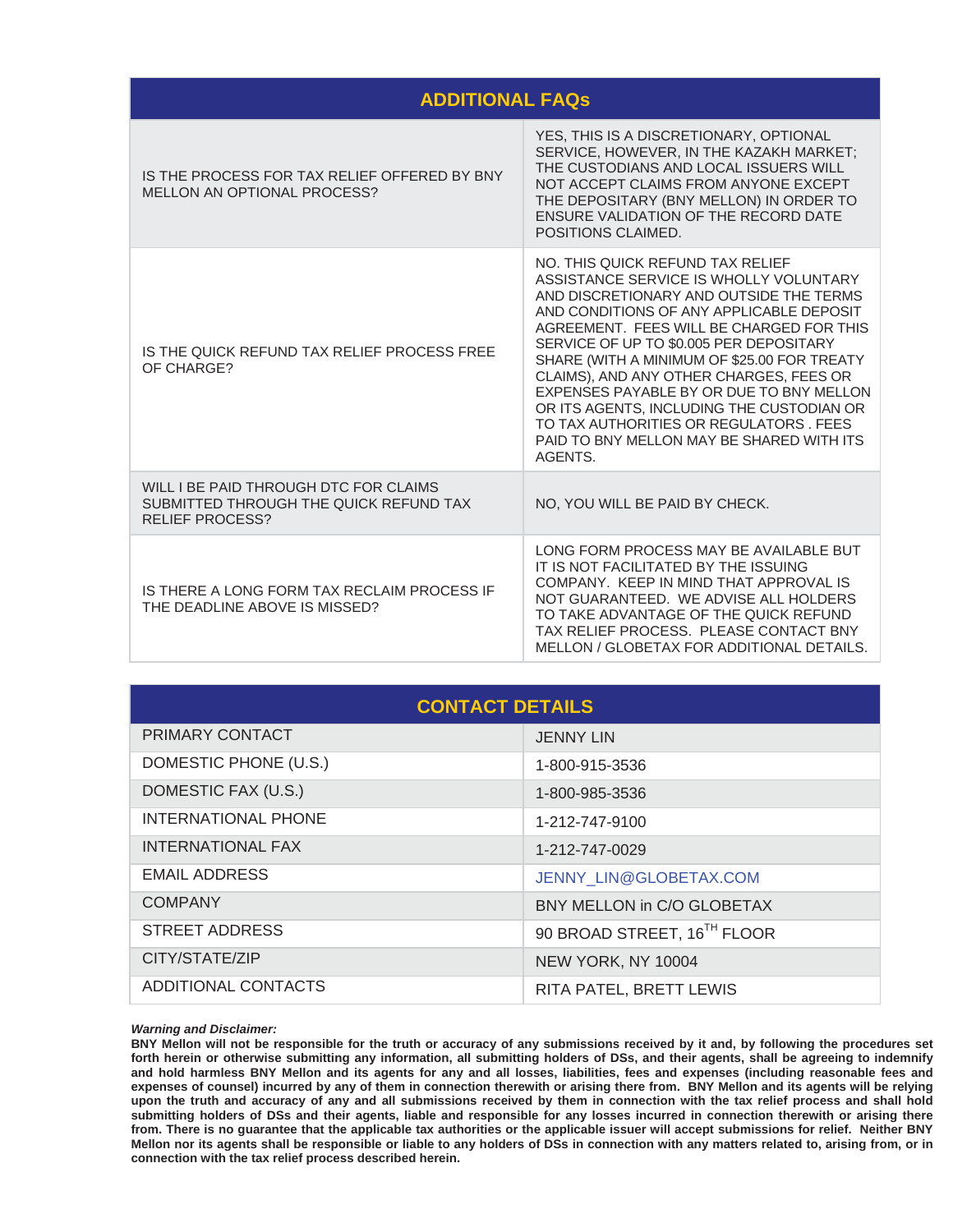| ADDITIONAL FAQs | |
|---|---|
| IS THE PROCESS FOR TAX RELIEF OFFERED BY BNY MELLON AN OPTIONAL PROCESS? | YES, THIS IS A DISCRETIONARY, OPTIONAL SERVICE, HOWEVER, IN THE KAZAKH MARKET; THE CUSTODIANS AND LOCAL ISSUERS WILL NOT ACCEPT CLAIMS FROM ANYONE EXCEPT THE DEPOSITARY (BNY MELLON) IN ORDER TO ENSURE VALIDATION OF THE RECORD DATE POSITIONS CLAIMED. |
| IS THE QUICK REFUND TAX RELIEF PROCESS FREE OF CHARGE? | NO. THIS QUICK REFUND TAX RELIEF ASSISTANCE SERVICE IS WHOLLY VOLUNTARY AND DISCRETIONARY AND OUTSIDE THE TERMS AND CONDITIONS OF ANY APPLICABLE DEPOSIT AGREEMENT. FEES WILL BE CHARGED FOR THIS SERVICE OF UP TO $0.005 PER DEPOSITARY SHARE (WITH A MINIMUM OF $25.00 FOR TREATY CLAIMS), AND ANY OTHER CHARGES, FEES OR EXPENSES PAYABLE BY OR DUE TO BNY MELLON OR ITS AGENTS, INCLUDING THE CUSTODIAN OR TO TAX AUTHORITIES OR REGULATORS . FEES PAID TO BNY MELLON MAY BE SHARED WITH ITS AGENTS. |
| WILL I BE PAID THROUGH DTC FOR CLAIMS SUBMITTED THROUGH THE QUICK REFUND TAX RELIEF PROCESS? | NO, YOU WILL BE PAID BY CHECK. |
| IS THERE A LONG FORM TAX RECLAIM PROCESS IF THE DEADLINE ABOVE IS MISSED? | LONG FORM PROCESS MAY BE AVAILABLE BUT IT IS NOT FACILITATED BY THE ISSUING COMPANY. KEEP IN MIND THAT APPROVAL IS NOT GUARANTEED. WE ADVISE ALL HOLDERS TO TAKE ADVANTAGE OF THE QUICK REFUND TAX RELIEF PROCESS. PLEASE CONTACT BNY MELLON / GLOBETAX FOR ADDITIONAL DETAILS. |

| CONTACT DETAILS | |
|---|---|
| PRIMARY CONTACT | JENNY LIN |
| DOMESTIC PHONE (U.S.) | 1-800-915-3536 |
| DOMESTIC FAX (U.S.) | 1-800-985-3536 |
| INTERNATIONAL PHONE | 1-212-747-9100 |
| INTERNATIONAL FAX | 1-212-747-0029 |
| EMAIL ADDRESS | JENNY_LIN@GLOBETAX.COM |
| COMPANY | BNY MELLON in C/O GLOBETAX |
| STREET ADDRESS | 90 BROAD STREET, 16TH FLOOR |
| CITY/STATE/ZIP | NEW YORK, NY 10004 |
| ADDITIONAL CONTACTS | RITA PATEL, BRETT LEWIS |

***Warning and Disclaimer:***

**BNY Mellon will not be responsible for the truth or accuracy of any submissions received by it and, by following the procedures set forth herein or otherwise submitting any information, all submitting holders of DSs, and their agents, shall be agreeing to indemnify and hold harmless BNY Mellon and its agents for any and all losses, liabilities, fees and expenses (including reasonable fees and expenses of counsel) incurred by any of them in connection therewith or arising there from. BNY Mellon and its agents will be relying upon the truth and accuracy of any and all submissions received by them in connection with the tax relief process and shall hold submitting holders of DSs and their agents, liable and responsible for any losses incurred in connection therewith or arising there from. There is no guarantee that the applicable tax authorities or the applicable issuer will accept submissions for relief. Neither BNY Mellon nor its agents shall be responsible or liable to any holders of DSs in connection with any matters related to, arising from, or in connection with the tax relief process described herein.**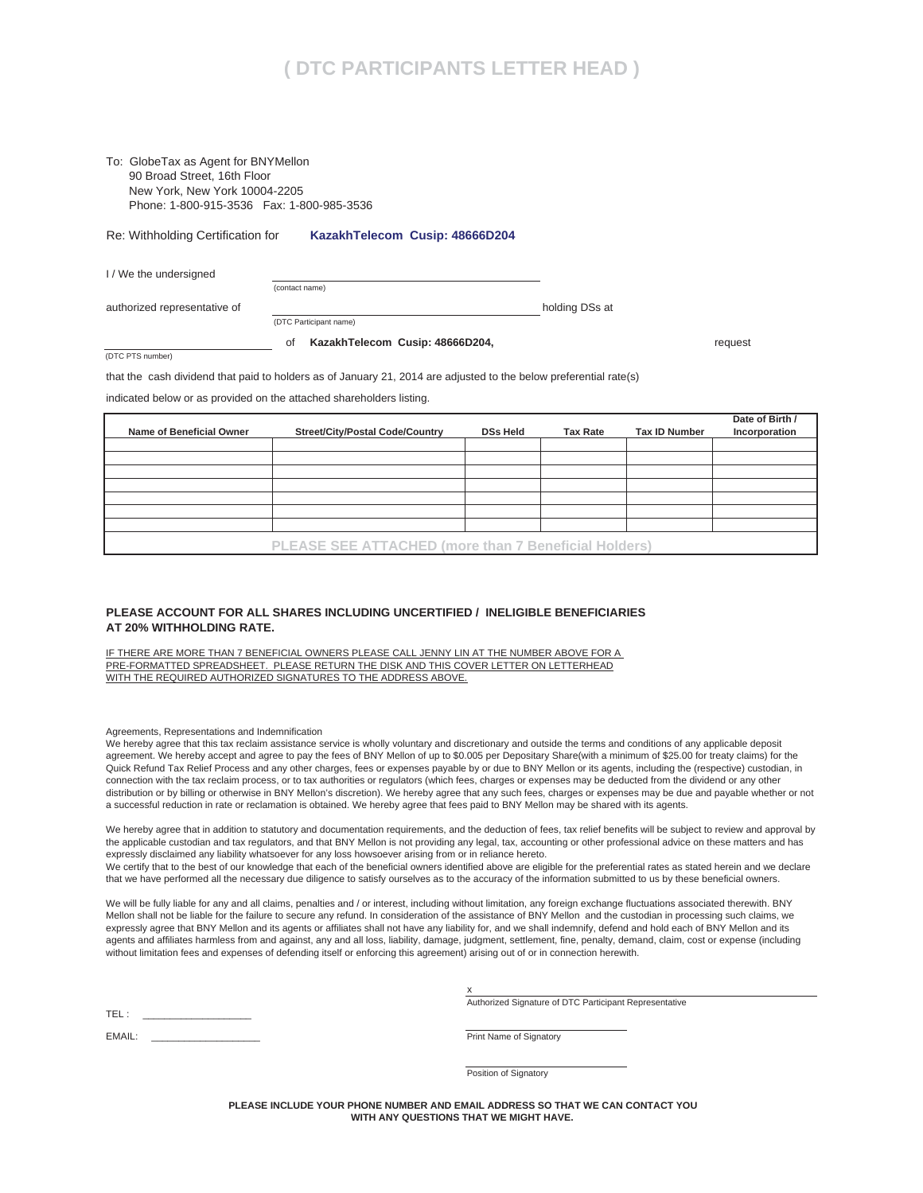# ( DTC PARTICIPANTS LETTER HEAD )

To: GlobeTax as Agent for BNYMellon
90 Broad Street, 16th Floor
New York, New York 10004-2205
Phone: 1-800-915-3536 Fax: 1-800-985-3536

Re: Withholding Certification for **KazakhTelecom Cusip: 48666D204**

I / We the undersigned ______________________________ (contact name)

authorized representative of ______________________________ (DTC Participant name) holding DSs at

______________ (DTC PTS number) of **KazakhTelecom Cusip: 48666D204,** request

that the cash dividend that paid to holders as of January 21, 2014 are adjusted to the below preferential rate(s)

indicated below or as provided on the attached shareholders listing.

| Name of Beneficial Owner | Street/City/Postal Code/Country | DSs Held | Tax Rate | Tax ID Number | Date of Birth / Incorporation |
|---|---|---|---|---|---|
| | | | | | |
| | | | | | |
| | | | | | |
| | | | | | |
| | | | | | |
| | | | | | |
| | | | | | |
| PLEASE SEE ATTACHED (more than 7 Beneficial Holders) | | | | | |

**PLEASE ACCOUNT FOR ALL SHARES INCLUDING UNCERTIFIED / INELIGIBLE BENEFICIARIES AT 20% WITHHOLDING RATE.**

IF THERE ARE MORE THAN 7 BENEFICIAL OWNERS PLEASE CALL JENNY LIN AT THE NUMBER ABOVE FOR A PRE-FORMATTED SPREADSHEET. PLEASE RETURN THE DISK AND THIS COVER LETTER ON LETTERHEAD WITH THE REQUIRED AUTHORIZED SIGNATURES TO THE ADDRESS ABOVE.

Agreements, Representations and Indemnification

We hereby agree that this tax reclaim assistance service is wholly voluntary and discretionary and outside the terms and conditions of any applicable deposit agreement. We hereby accept and agree to pay the fees of BNY Mellon of up to $0.005 per Depositary Share(with a minimum of $25.00 for treaty claims) for the Quick Refund Tax Relief Process and any other charges, fees or expenses payable by or due to BNY Mellon or its agents, including the (respective) custodian, in connection with the tax reclaim process, or to tax authorities or regulators (which fees, charges or expenses may be deducted from the dividend or any other distribution or by billing or otherwise in BNY Mellon's discretion). We hereby agree that any such fees, charges or expenses may be due and payable whether or not a successful reduction in rate or reclamation is obtained. We hereby agree that fees paid to BNY Mellon may be shared with its agents.

We hereby agree that in addition to statutory and documentation requirements, and the deduction of fees, tax relief benefits will be subject to review and approval by the applicable custodian and tax regulators, and that BNY Mellon is not providing any legal, tax, accounting or other professional advice on these matters and has expressly disclaimed any liability whatsoever for any loss howsoever arising from or in reliance hereto.
We certify that to the best of our knowledge that each of the beneficial owners identified above are eligible for the preferential rates as stated herein and we declare that we have performed all the necessary due diligence to satisfy ourselves as to the accuracy of the information submitted to us by these beneficial owners.

We will be fully liable for any and all claims, penalties and / or interest, including without limitation, any foreign exchange fluctuations associated therewith. BNY Mellon shall not be liable for the failure to secure any refund. In consideration of the assistance of BNY Mellon and the custodian in processing such claims, we expressly agree that BNY Mellon and its agents or affiliates shall not have any liability for, and we shall indemnify, defend and hold each of BNY Mellon and its agents and affiliates harmless from and against, any and all loss, liability, damage, judgment, settlement, fine, penalty, demand, claim, cost or expense (including without limitation fees and expenses of defending itself or enforcing this agreement) arising out of or in connection herewith.

x ______________________________
Authorized Signature of DTC Participant Representative

TEL : ___________________

EMAIL: ___________________

______________________________
Print Name of Signatory

______________________________
Position of Signatory

**PLEASE INCLUDE YOUR PHONE NUMBER AND EMAIL ADDRESS SO THAT WE CAN CONTACT YOU WITH ANY QUESTIONS THAT WE MIGHT HAVE.**